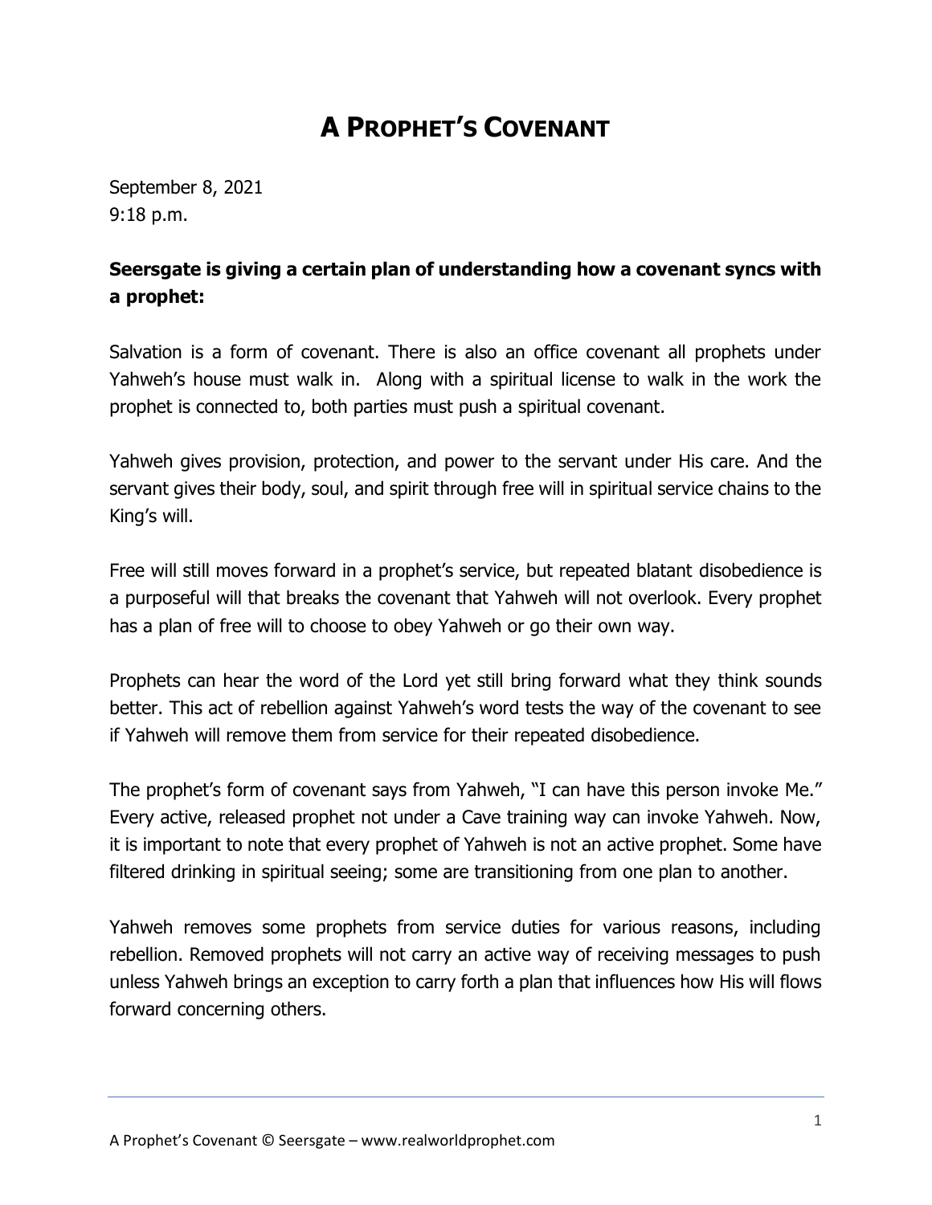# A PROPHET'S COVENANT

September 8, 2021
9:18 p.m.

**Seersgate is giving a certain plan of understanding how a covenant syncs with a prophet:**

Salvation is a form of covenant. There is also an office covenant all prophets under Yahweh's house must walk in. Along with a spiritual license to walk in the work the prophet is connected to, both parties must push a spiritual covenant.

Yahweh gives provision, protection, and power to the servant under His care. And the servant gives their body, soul, and spirit through free will in spiritual service chains to the King's will.

Free will still moves forward in a prophet's service, but repeated blatant disobedience is a purposeful will that breaks the covenant that Yahweh will not overlook. Every prophet has a plan of free will to choose to obey Yahweh or go their own way.

Prophets can hear the word of the Lord yet still bring forward what they think sounds better. This act of rebellion against Yahweh's word tests the way of the covenant to see if Yahweh will remove them from service for their repeated disobedience.

The prophet's form of covenant says from Yahweh, "I can have this person invoke Me." Every active, released prophet not under a Cave training way can invoke Yahweh. Now, it is important to note that every prophet of Yahweh is not an active prophet. Some have filtered drinking in spiritual seeing; some are transitioning from one plan to another.

Yahweh removes some prophets from service duties for various reasons, including rebellion. Removed prophets will not carry an active way of receiving messages to push unless Yahweh brings an exception to carry forth a plan that influences how His will flows forward concerning others.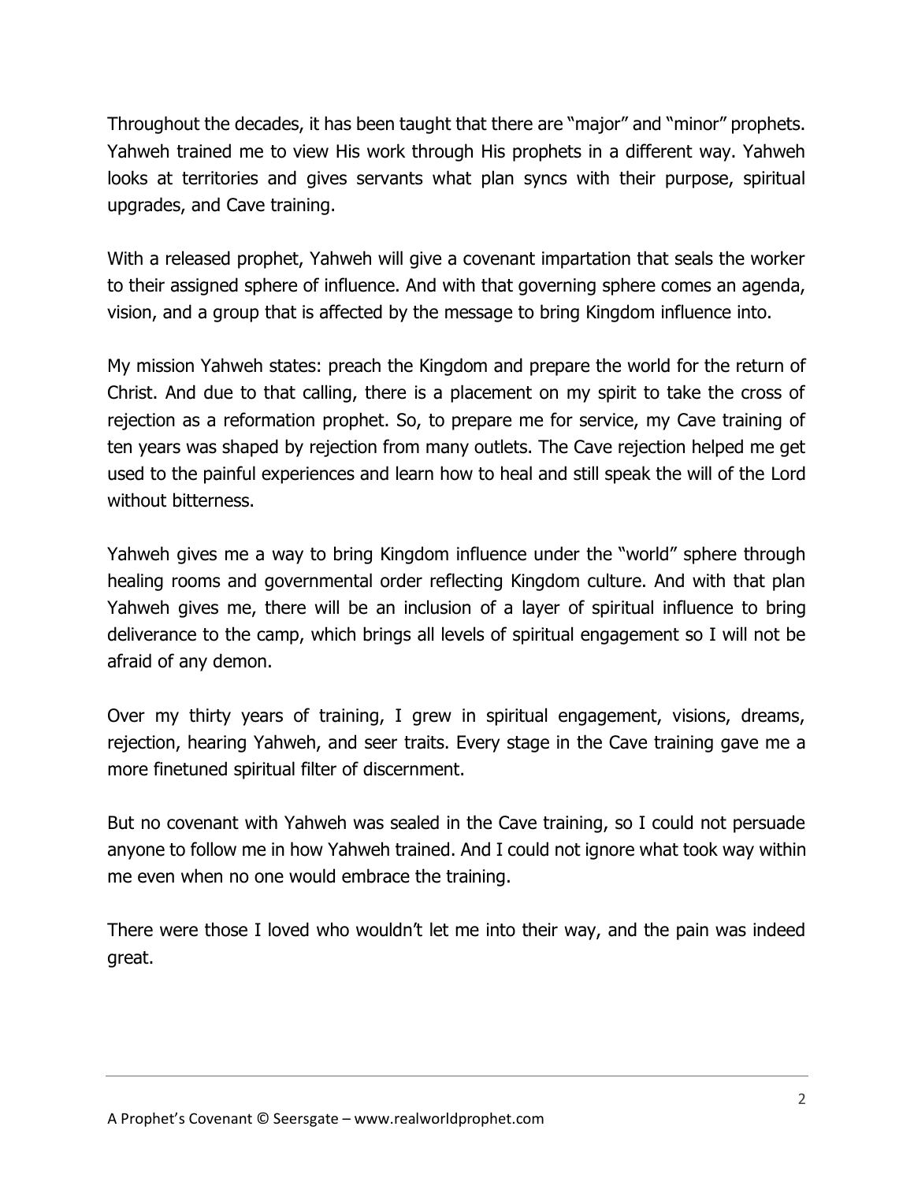Throughout the decades, it has been taught that there are "major" and "minor" prophets. Yahweh trained me to view His work through His prophets in a different way. Yahweh looks at territories and gives servants what plan syncs with their purpose, spiritual upgrades, and Cave training.

With a released prophet, Yahweh will give a covenant impartation that seals the worker to their assigned sphere of influence. And with that governing sphere comes an agenda, vision, and a group that is affected by the message to bring Kingdom influence into.

My mission Yahweh states: preach the Kingdom and prepare the world for the return of Christ. And due to that calling, there is a placement on my spirit to take the cross of rejection as a reformation prophet. So, to prepare me for service, my Cave training of ten years was shaped by rejection from many outlets. The Cave rejection helped me get used to the painful experiences and learn how to heal and still speak the will of the Lord without bitterness.

Yahweh gives me a way to bring Kingdom influence under the "world" sphere through healing rooms and governmental order reflecting Kingdom culture. And with that plan Yahweh gives me, there will be an inclusion of a layer of spiritual influence to bring deliverance to the camp, which brings all levels of spiritual engagement so I will not be afraid of any demon.

Over my thirty years of training, I grew in spiritual engagement, visions, dreams, rejection, hearing Yahweh, and seer traits. Every stage in the Cave training gave me a more finetuned spiritual filter of discernment.

But no covenant with Yahweh was sealed in the Cave training, so I could not persuade anyone to follow me in how Yahweh trained. And I could not ignore what took way within me even when no one would embrace the training.

There were those I loved who wouldn't let me into their way, and the pain was indeed great.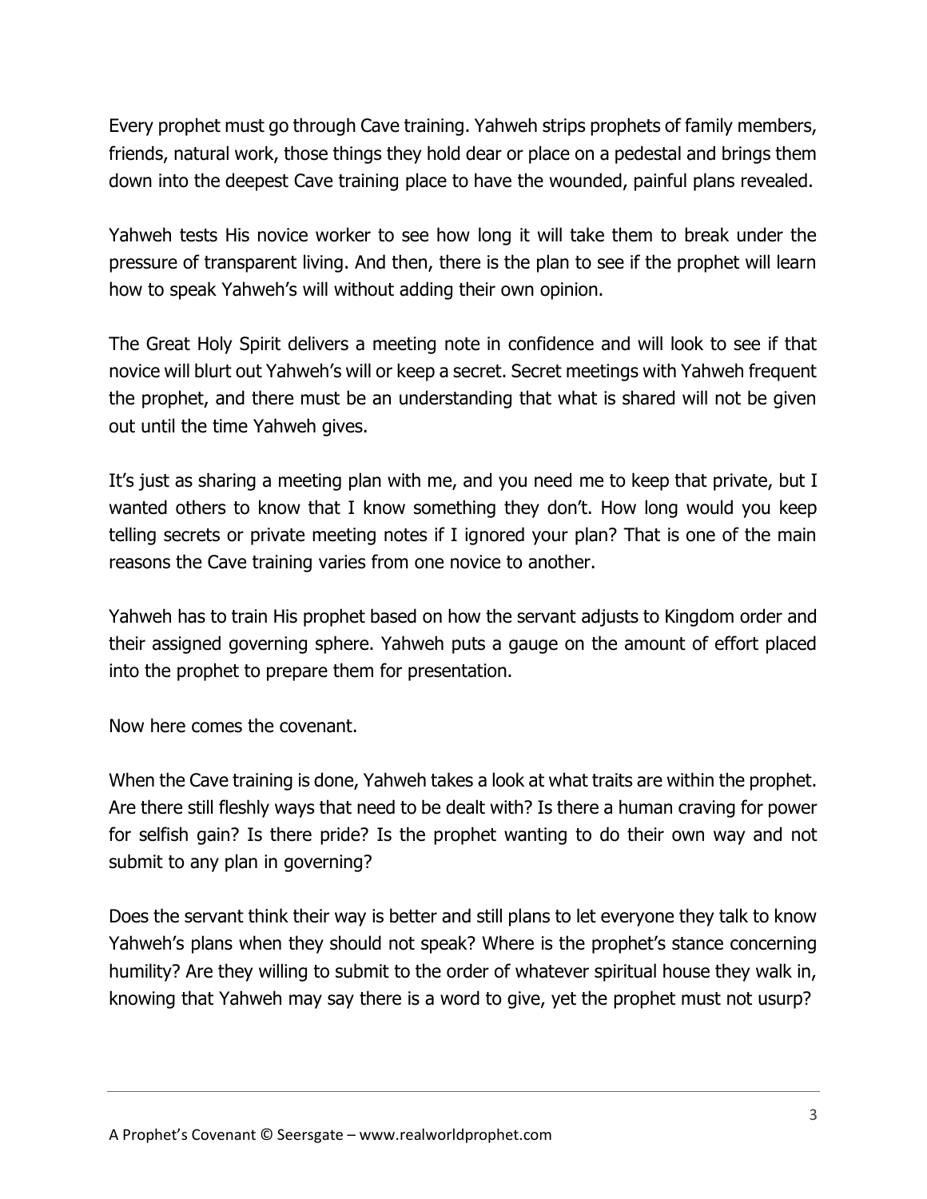Every prophet must go through Cave training. Yahweh strips prophets of family members, friends, natural work, those things they hold dear or place on a pedestal and brings them down into the deepest Cave training place to have the wounded, painful plans revealed.

Yahweh tests His novice worker to see how long it will take them to break under the pressure of transparent living. And then, there is the plan to see if the prophet will learn how to speak Yahweh's will without adding their own opinion.

The Great Holy Spirit delivers a meeting note in confidence and will look to see if that novice will blurt out Yahweh's will or keep a secret. Secret meetings with Yahweh frequent the prophet, and there must be an understanding that what is shared will not be given out until the time Yahweh gives.

It's just as sharing a meeting plan with me, and you need me to keep that private, but I wanted others to know that I know something they don't. How long would you keep telling secrets or private meeting notes if I ignored your plan? That is one of the main reasons the Cave training varies from one novice to another.

Yahweh has to train His prophet based on how the servant adjusts to Kingdom order and their assigned governing sphere. Yahweh puts a gauge on the amount of effort placed into the prophet to prepare them for presentation.

Now here comes the covenant.

When the Cave training is done, Yahweh takes a look at what traits are within the prophet. Are there still fleshly ways that need to be dealt with? Is there a human craving for power for selfish gain? Is there pride? Is the prophet wanting to do their own way and not submit to any plan in governing?

Does the servant think their way is better and still plans to let everyone they talk to know Yahweh's plans when they should not speak? Where is the prophet's stance concerning humility? Are they willing to submit to the order of whatever spiritual house they walk in, knowing that Yahweh may say there is a word to give, yet the prophet must not usurp?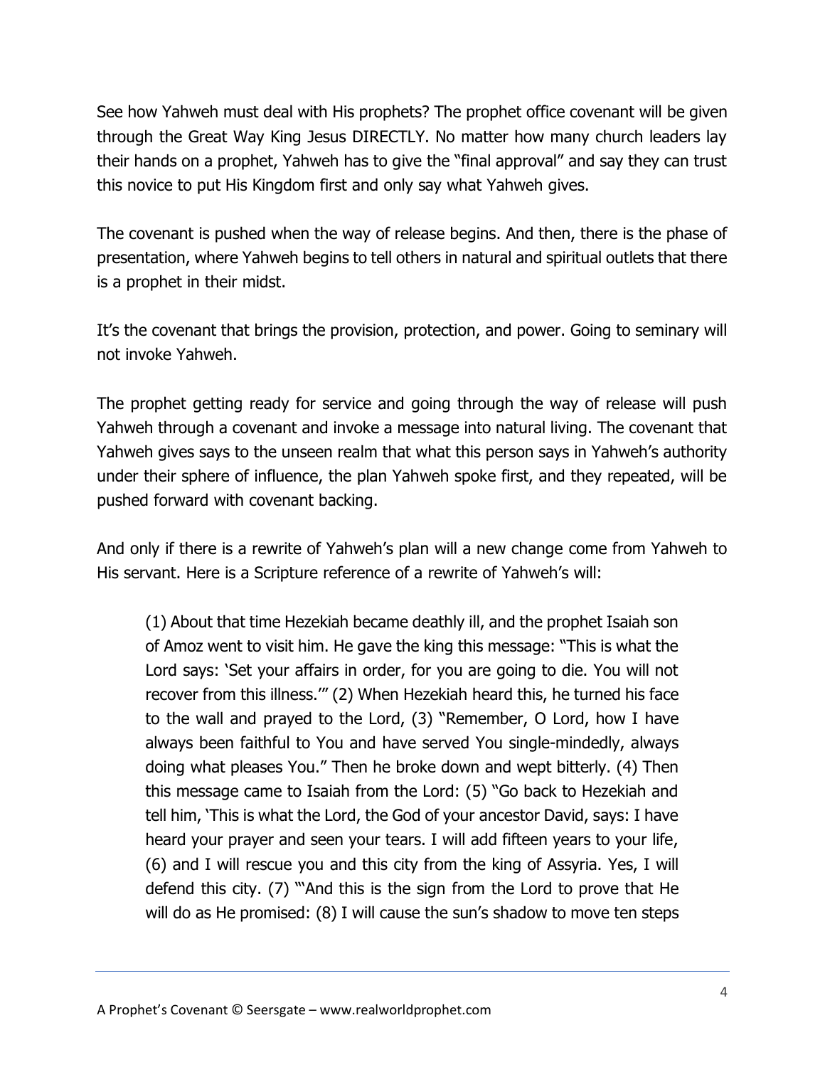See how Yahweh must deal with His prophets? The prophet office covenant will be given through the Great Way King Jesus DIRECTLY. No matter how many church leaders lay their hands on a prophet, Yahweh has to give the "final approval" and say they can trust this novice to put His Kingdom first and only say what Yahweh gives.

The covenant is pushed when the way of release begins. And then, there is the phase of presentation, where Yahweh begins to tell others in natural and spiritual outlets that there is a prophet in their midst.

It's the covenant that brings the provision, protection, and power. Going to seminary will not invoke Yahweh.

The prophet getting ready for service and going through the way of release will push Yahweh through a covenant and invoke a message into natural living. The covenant that Yahweh gives says to the unseen realm that what this person says in Yahweh's authority under their sphere of influence, the plan Yahweh spoke first, and they repeated, will be pushed forward with covenant backing.

And only if there is a rewrite of Yahweh's plan will a new change come from Yahweh to His servant. Here is a Scripture reference of a rewrite of Yahweh's will:

> (1) About that time Hezekiah became deathly ill, and the prophet Isaiah son of Amoz went to visit him. He gave the king this message: "This is what the Lord says: 'Set your affairs in order, for you are going to die. You will not recover from this illness.'" (2) When Hezekiah heard this, he turned his face to the wall and prayed to the Lord, (3) "Remember, O Lord, how I have always been faithful to You and have served You single-mindedly, always doing what pleases You." Then he broke down and wept bitterly. (4) Then this message came to Isaiah from the Lord: (5) "Go back to Hezekiah and tell him, 'This is what the Lord, the God of your ancestor David, says: I have heard your prayer and seen your tears. I will add fifteen years to your life, (6) and I will rescue you and this city from the king of Assyria. Yes, I will defend this city. (7) "'And this is the sign from the Lord to prove that He will do as He promised: (8) I will cause the sun's shadow to move ten steps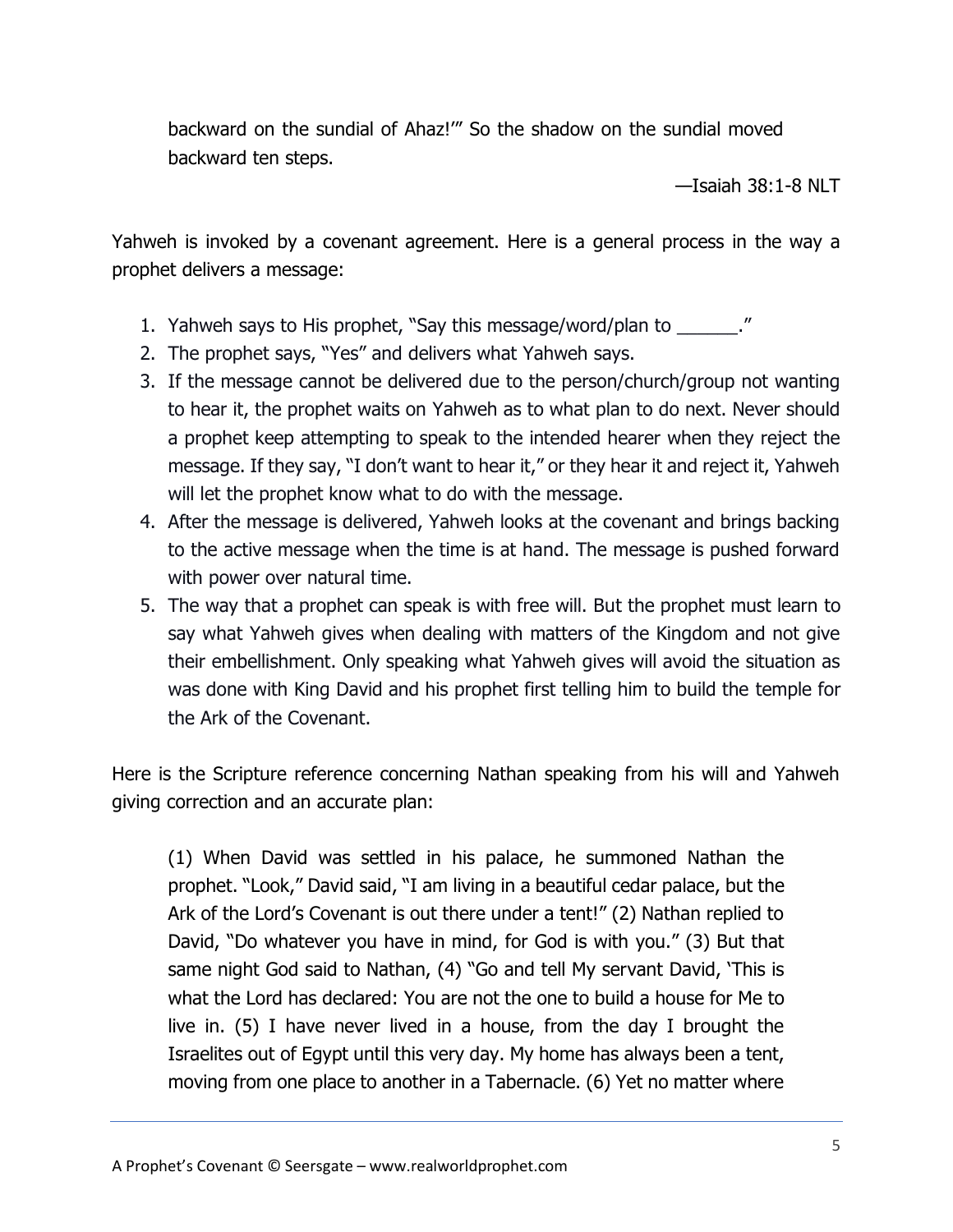> backward on the sundial of Ahaz!'" So the shadow on the sundial moved backward ten steps.
>
> —Isaiah 38:1-8 NLT

Yahweh is invoked by a covenant agreement. Here is a general process in the way a prophet delivers a message:

1. Yahweh says to His prophet, "Say this message/word/plan to ______."
2. The prophet says, "Yes" and delivers what Yahweh says.
3. If the message cannot be delivered due to the person/church/group not wanting to hear it, the prophet waits on Yahweh as to what plan to do next. Never should a prophet keep attempting to speak to the intended hearer when they reject the message. If they say, "I don't want to hear it," or they hear it and reject it, Yahweh will let the prophet know what to do with the message.
4. After the message is delivered, Yahweh looks at the covenant and brings backing to the active message when the time is at hand. The message is pushed forward with power over natural time.
5. The way that a prophet can speak is with free will. But the prophet must learn to say what Yahweh gives when dealing with matters of the Kingdom and not give their embellishment. Only speaking what Yahweh gives will avoid the situation as was done with King David and his prophet first telling him to build the temple for the Ark of the Covenant.

Here is the Scripture reference concerning Nathan speaking from his will and Yahweh giving correction and an accurate plan:

> (1) When David was settled in his palace, he summoned Nathan the prophet. "Look," David said, "I am living in a beautiful cedar palace, but the Ark of the Lord's Covenant is out there under a tent!" (2) Nathan replied to David, "Do whatever you have in mind, for God is with you." (3) But that same night God said to Nathan, (4) "Go and tell My servant David, 'This is what the Lord has declared: You are not the one to build a house for Me to live in. (5) I have never lived in a house, from the day I brought the Israelites out of Egypt until this very day. My home has always been a tent, moving from one place to another in a Tabernacle. (6) Yet no matter where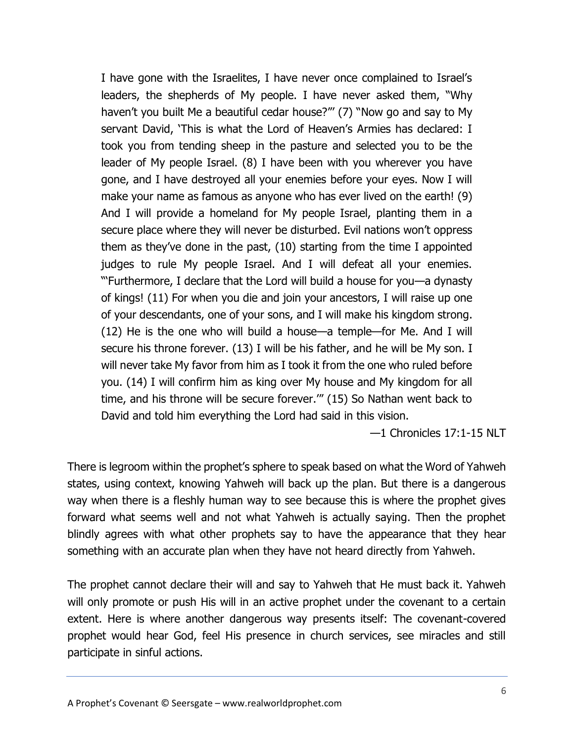> I have gone with the Israelites, I have never once complained to Israel's leaders, the shepherds of My people. I have never asked them, "Why haven't you built Me a beautiful cedar house?"' (7) "Now go and say to My servant David, 'This is what the Lord of Heaven's Armies has declared: I took you from tending sheep in the pasture and selected you to be the leader of My people Israel. (8) I have been with you wherever you have gone, and I have destroyed all your enemies before your eyes. Now I will make your name as famous as anyone who has ever lived on the earth! (9) And I will provide a homeland for My people Israel, planting them in a secure place where they will never be disturbed. Evil nations won't oppress them as they've done in the past, (10) starting from the time I appointed judges to rule My people Israel. And I will defeat all your enemies. "'Furthermore, I declare that the Lord will build a house for you—a dynasty of kings! (11) For when you die and join your ancestors, I will raise up one of your descendants, one of your sons, and I will make his kingdom strong. (12) He is the one who will build a house—a temple—for Me. And I will secure his throne forever. (13) I will be his father, and he will be My son. I will never take My favor from him as I took it from the one who ruled before you. (14) I will confirm him as king over My house and My kingdom for all time, and his throne will be secure forever.'" (15) So Nathan went back to David and told him everything the Lord had said in this vision.
>
> —1 Chronicles 17:1-15 NLT

There is legroom within the prophet's sphere to speak based on what the Word of Yahweh states, using context, knowing Yahweh will back up the plan. But there is a dangerous way when there is a fleshly human way to see because this is where the prophet gives forward what seems well and not what Yahweh is actually saying. Then the prophet blindly agrees with what other prophets say to have the appearance that they hear something with an accurate plan when they have not heard directly from Yahweh.

The prophet cannot declare their will and say to Yahweh that He must back it. Yahweh will only promote or push His will in an active prophet under the covenant to a certain extent. Here is where another dangerous way presents itself: The covenant-covered prophet would hear God, feel His presence in church services, see miracles and still participate in sinful actions.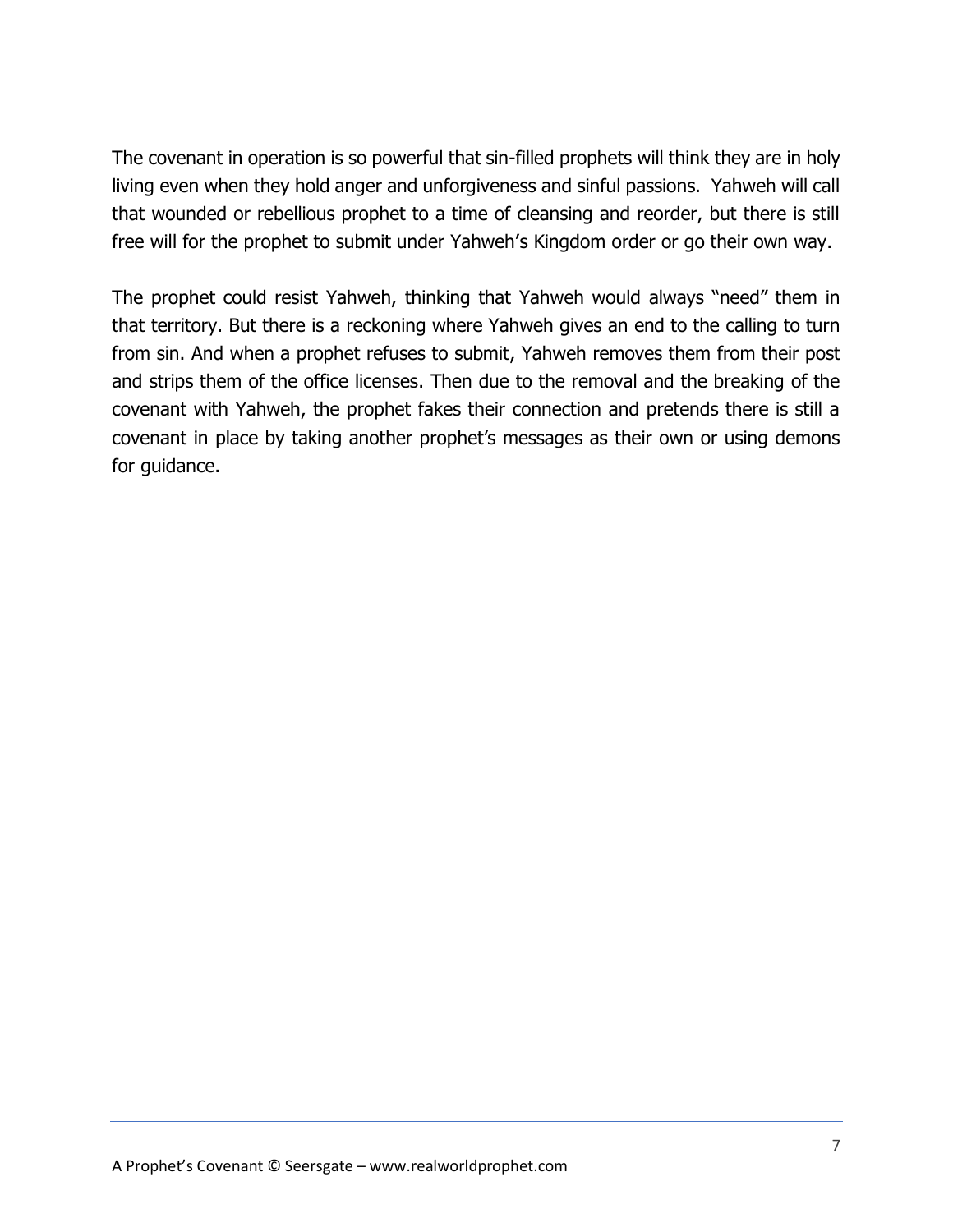The covenant in operation is so powerful that sin-filled prophets will think they are in holy living even when they hold anger and unforgiveness and sinful passions. Yahweh will call that wounded or rebellious prophet to a time of cleansing and reorder, but there is still free will for the prophet to submit under Yahweh's Kingdom order or go their own way.

The prophet could resist Yahweh, thinking that Yahweh would always "need" them in that territory. But there is a reckoning where Yahweh gives an end to the calling to turn from sin. And when a prophet refuses to submit, Yahweh removes them from their post and strips them of the office licenses. Then due to the removal and the breaking of the covenant with Yahweh, the prophet fakes their connection and pretends there is still a covenant in place by taking another prophet's messages as their own or using demons for guidance.